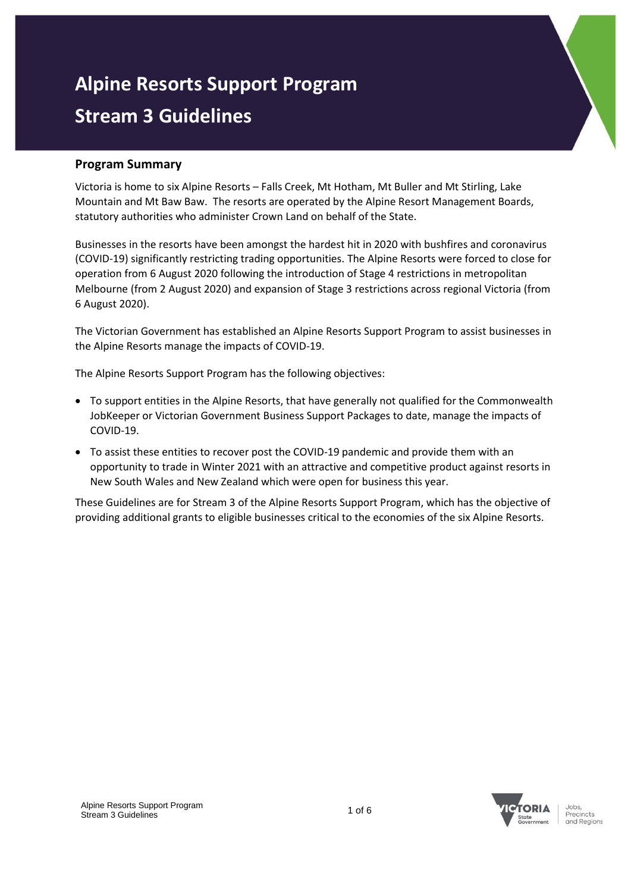# Alpine Resorts Support Program
# Stream 3 Guidelines

## Program Summary

Victoria is home to six Alpine Resorts – Falls Creek, Mt Hotham, Mt Buller and Mt Stirling, Lake Mountain and Mt Baw Baw. The resorts are operated by the Alpine Resort Management Boards, statutory authorities who administer Crown Land on behalf of the State.

Businesses in the resorts have been amongst the hardest hit in 2020 with bushfires and coronavirus (COVID-19) significantly restricting trading opportunities. The Alpine Resorts were forced to close for operation from 6 August 2020 following the introduction of Stage 4 restrictions in metropolitan Melbourne (from 2 August 2020) and expansion of Stage 3 restrictions across regional Victoria (from 6 August 2020).

The Victorian Government has established an Alpine Resorts Support Program to assist businesses in the Alpine Resorts manage the impacts of COVID-19.

The Alpine Resorts Support Program has the following objectives:

- To support entities in the Alpine Resorts, that have generally not qualified for the Commonwealth JobKeeper or Victorian Government Business Support Packages to date, manage the impacts of COVID-19.
- To assist these entities to recover post the COVID-19 pandemic and provide them with an opportunity to trade in Winter 2021 with an attractive and competitive product against resorts in New South Wales and New Zealand which were open for business this year.

These Guidelines are for Stream 3 of the Alpine Resorts Support Program, which has the objective of providing additional grants to eligible businesses critical to the economies of the six Alpine Resorts.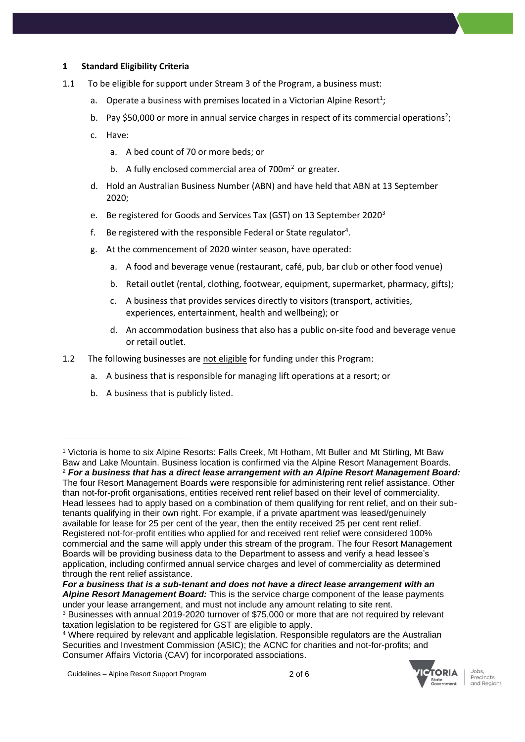## 1 Standard Eligibility Criteria

1.1 To be eligible for support under Stream 3 of the Program, a business must:

a. Operate a business with premises located in a Victorian Alpine Resort[1];

b. Pay $50,000 or more in annual service charges in respect of its commercial operations[2];

c. Have:

  a. A bed count of 70 or more beds; or

  b. A fully enclosed commercial area of 700m$^2$ or greater.

d. Hold an Australian Business Number (ABN) and have held that ABN at 13 September 2020;

e. Be registered for Goods and Services Tax (GST) on 13 September 2020[3]

f. Be registered with the responsible Federal or State regulator[4].

g. At the commencement of 2020 winter season, have operated:

  a. A food and beverage venue (restaurant, café, pub, bar club or other food venue)

  b. Retail outlet (rental, clothing, footwear, equipment, supermarket, pharmacy, gifts);

  c. A business that provides services directly to visitors (transport, activities, experiences, entertainment, health and wellbeing); or

  d. An accommodation business that also has a public on-site food and beverage venue or retail outlet.

1.2 The following businesses are <u>not eligible</u> for funding under this Program:

a. A business that is responsible for managing lift operations at a resort; or

b. A business that is publicly listed.

---

[1] Victoria is home to six Alpine Resorts: Falls Creek, Mt Hotham, Mt Buller and Mt Stirling, Mt Baw Baw and Lake Mountain. Business location is confirmed via the Alpine Resort Management Boards.

[2] ***For a business that has a direct lease arrangement with an Alpine Resort Management Board:*** The four Resort Management Boards were responsible for administering rent relief assistance. Other than not-for-profit organisations, entities received rent relief based on their level of commerciality. Head lessees had to apply based on a combination of them qualifying for rent relief, and on their sub-tenants qualifying in their own right. For example, if a private apartment was leased/genuinely available for lease for 25 per cent of the year, then the entity received 25 per cent rent relief. Registered not-for-profit entities who applied for and received rent relief were considered 100% commercial and the same will apply under this stream of the program. The four Resort Management Boards will be providing business data to the Department to assess and verify a head lessee's application, including confirmed annual service charges and level of commerciality as determined through the rent relief assistance.

***For a business that is a sub-tenant and does not have a direct lease arrangement with an Alpine Resort Management Board:*** This is the service charge component of the lease payments under your lease arrangement, and must not include any amount relating to site rent.

[3] Businesses with annual 2019-2020 turnover of $75,000 or more that are not required by relevant taxation legislation to be registered for GST are eligible to apply.

[4] Where required by relevant and applicable legislation. Responsible regulators are the Australian Securities and Investment Commission (ASIC); the ACNC for charities and not-for-profits; and Consumer Affairs Victoria (CAV) for incorporated associations.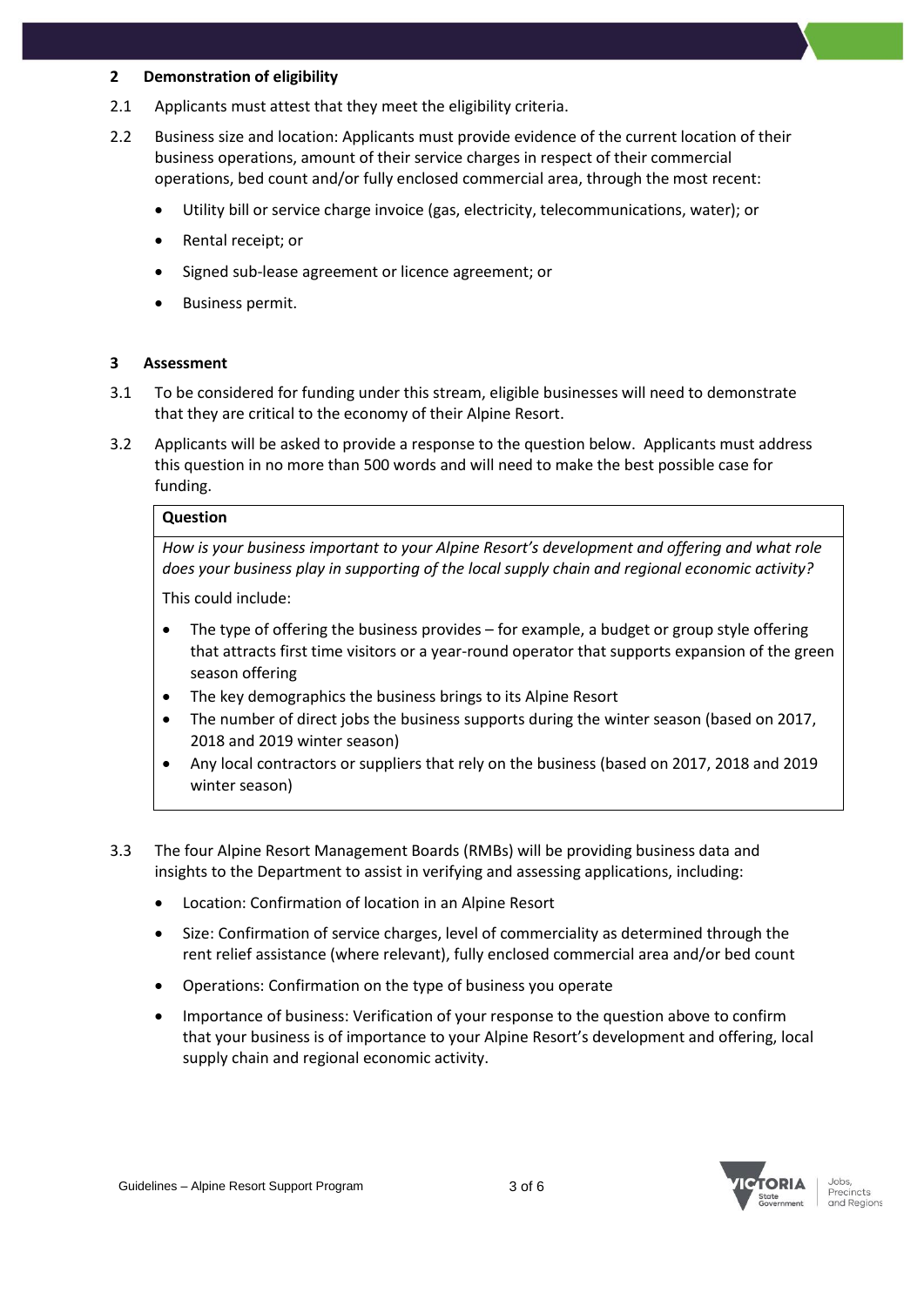## 2 Demonstration of eligibility

2.1 Applicants must attest that they meet the eligibility criteria.

2.2 Business size and location: Applicants must provide evidence of the current location of their business operations, amount of their service charges in respect of their commercial operations, bed count and/or fully enclosed commercial area, through the most recent:

- Utility bill or service charge invoice (gas, electricity, telecommunications, water); or
- Rental receipt; or
- Signed sub-lease agreement or licence agreement; or
- Business permit.

## 3 Assessment

3.1 To be considered for funding under this stream, eligible businesses will need to demonstrate that they are critical to the economy of their Alpine Resort.

3.2 Applicants will be asked to provide a response to the question below. Applicants must address this question in no more than 500 words and will need to make the best possible case for funding.

| **Question** |
|---|
| *How is your business important to your Alpine Resort's development and offering and what role does your business play in supporting of the local supply chain and regional economic activity?*<br><br>This could include:<br><br>• The type of offering the business provides – for example, a budget or group style offering that attracts first time visitors or a year-round operator that supports expansion of the green season offering<br>• The key demographics the business brings to its Alpine Resort<br>• The number of direct jobs the business supports during the winter season (based on 2017, 2018 and 2019 winter season)<br>• Any local contractors or suppliers that rely on the business (based on 2017, 2018 and 2019 winter season) |

3.3 The four Alpine Resort Management Boards (RMBs) will be providing business data and insights to the Department to assist in verifying and assessing applications, including:

- Location: Confirmation of location in an Alpine Resort
- Size: Confirmation of service charges, level of commerciality as determined through the rent relief assistance (where relevant), fully enclosed commercial area and/or bed count
- Operations: Confirmation on the type of business you operate
- Importance of business: Verification of your response to the question above to confirm that your business is of importance to your Alpine Resort's development and offering, local supply chain and regional economic activity.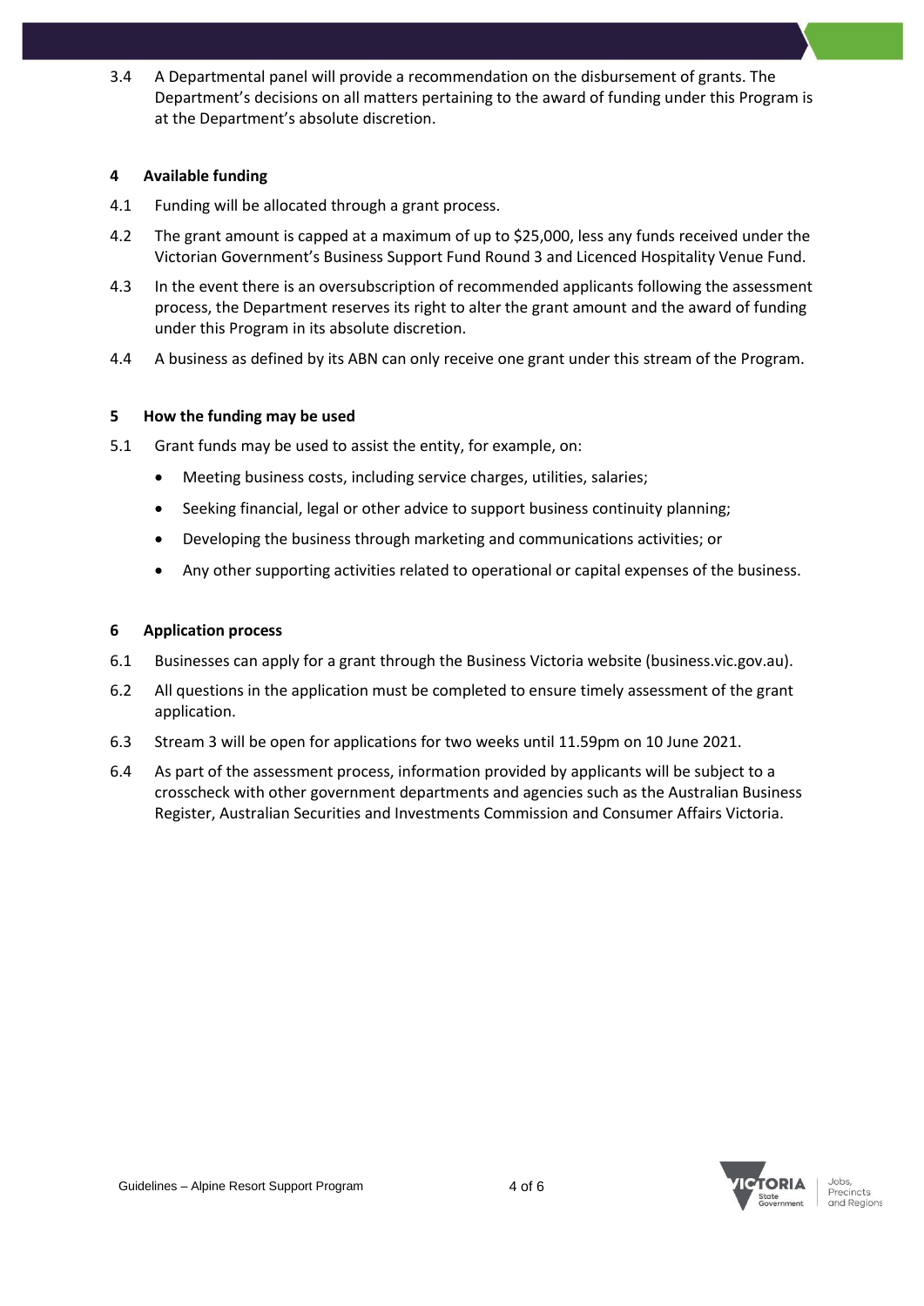3.4 A Departmental panel will provide a recommendation on the disbursement of grants. The Department's decisions on all matters pertaining to the award of funding under this Program is at the Department's absolute discretion.

## 4 Available funding

4.1 Funding will be allocated through a grant process.

4.2 The grant amount is capped at a maximum of up to $25,000, less any funds received under the Victorian Government's Business Support Fund Round 3 and Licenced Hospitality Venue Fund.

4.3 In the event there is an oversubscription of recommended applicants following the assessment process, the Department reserves its right to alter the grant amount and the award of funding under this Program in its absolute discretion.

4.4 A business as defined by its ABN can only receive one grant under this stream of the Program.

## 5 How the funding may be used

5.1 Grant funds may be used to assist the entity, for example, on:

- Meeting business costs, including service charges, utilities, salaries;
- Seeking financial, legal or other advice to support business continuity planning;
- Developing the business through marketing and communications activities; or
- Any other supporting activities related to operational or capital expenses of the business.

## 6 Application process

6.1 Businesses can apply for a grant through the Business Victoria website (business.vic.gov.au).

6.2 All questions in the application must be completed to ensure timely assessment of the grant application.

6.3 Stream 3 will be open for applications for two weeks until 11.59pm on 10 June 2021.

6.4 As part of the assessment process, information provided by applicants will be subject to a crosscheck with other government departments and agencies such as the Australian Business Register, Australian Securities and Investments Commission and Consumer Affairs Victoria.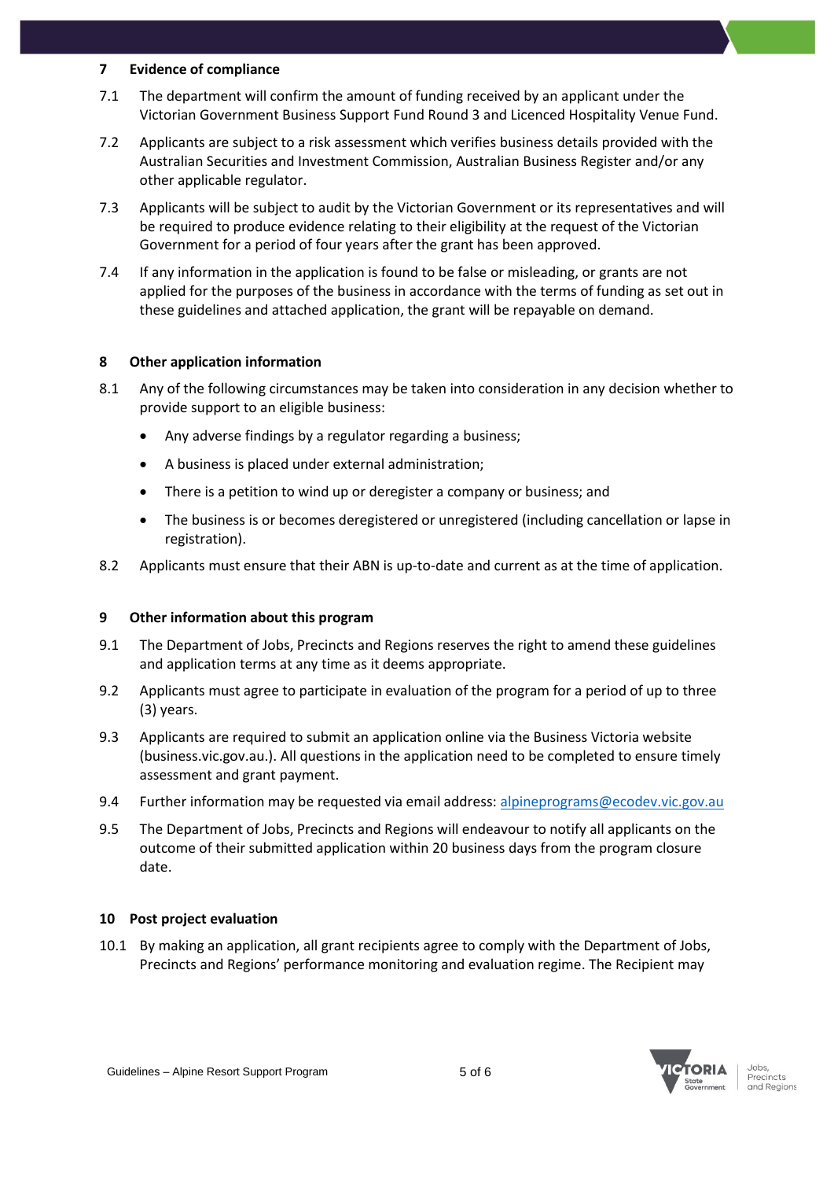## 7 Evidence of compliance

7.1 The department will confirm the amount of funding received by an applicant under the Victorian Government Business Support Fund Round 3 and Licenced Hospitality Venue Fund.

7.2 Applicants are subject to a risk assessment which verifies business details provided with the Australian Securities and Investment Commission, Australian Business Register and/or any other applicable regulator.

7.3 Applicants will be subject to audit by the Victorian Government or its representatives and will be required to produce evidence relating to their eligibility at the request of the Victorian Government for a period of four years after the grant has been approved.

7.4 If any information in the application is found to be false or misleading, or grants are not applied for the purposes of the business in accordance with the terms of funding as set out in these guidelines and attached application, the grant will be repayable on demand.

## 8 Other application information

8.1 Any of the following circumstances may be taken into consideration in any decision whether to provide support to an eligible business:

- Any adverse findings by a regulator regarding a business;
- A business is placed under external administration;
- There is a petition to wind up or deregister a company or business; and
- The business is or becomes deregistered or unregistered (including cancellation or lapse in registration).

8.2 Applicants must ensure that their ABN is up-to-date and current as at the time of application.

## 9 Other information about this program

9.1 The Department of Jobs, Precincts and Regions reserves the right to amend these guidelines and application terms at any time as it deems appropriate.

9.2 Applicants must agree to participate in evaluation of the program for a period of up to three (3) years.

9.3 Applicants are required to submit an application online via the Business Victoria website (business.vic.gov.au.). All questions in the application need to be completed to ensure timely assessment and grant payment.

9.4 Further information may be requested via email address: alpineprograms@ecodev.vic.gov.au

9.5 The Department of Jobs, Precincts and Regions will endeavour to notify all applicants on the outcome of their submitted application within 20 business days from the program closure date.

## 10 Post project evaluation

10.1 By making an application, all grant recipients agree to comply with the Department of Jobs, Precincts and Regions' performance monitoring and evaluation regime. The Recipient may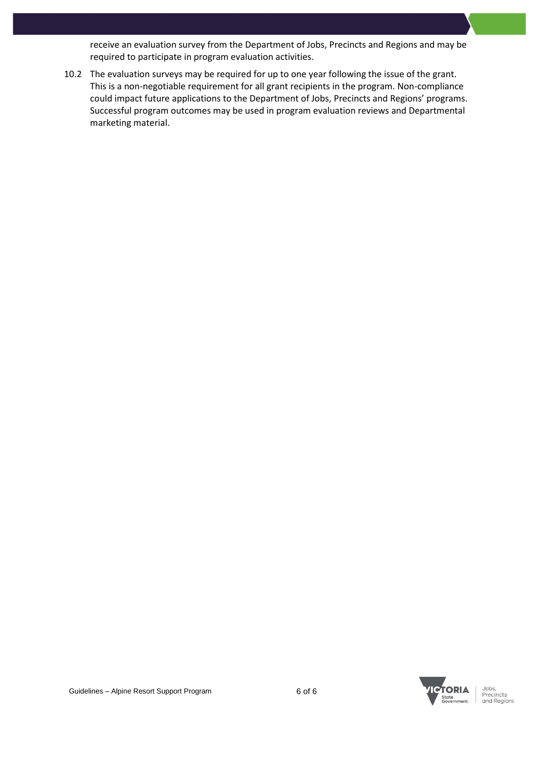receive an evaluation survey from the Department of Jobs, Precincts and Regions and may be required to participate in program evaluation activities.

10.2 The evaluation surveys may be required for up to one year following the issue of the grant. This is a non-negotiable requirement for all grant recipients in the program. Non-compliance could impact future applications to the Department of Jobs, Precincts and Regions' programs. Successful program outcomes may be used in program evaluation reviews and Departmental marketing material.